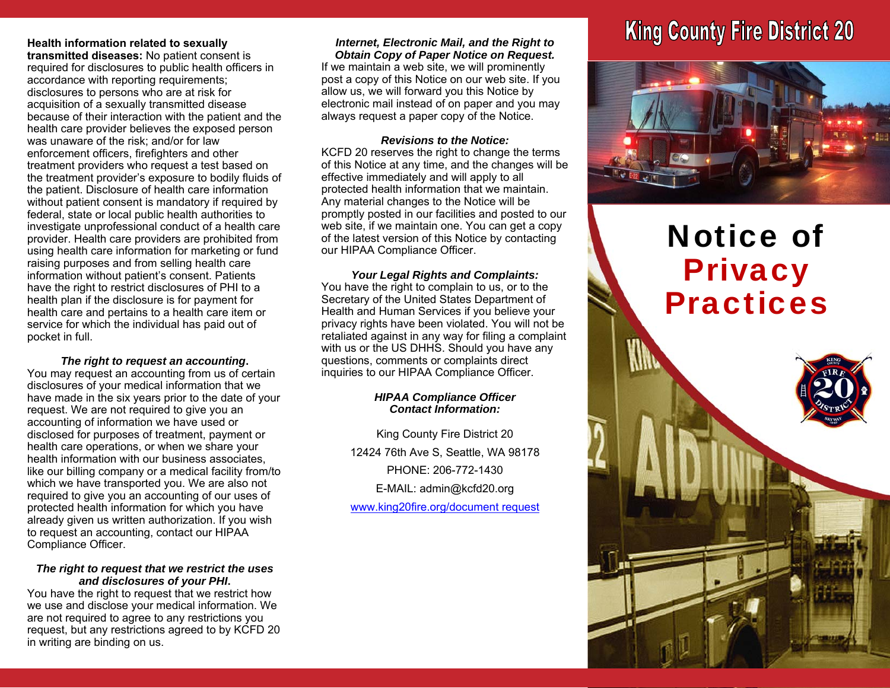**Health information related to sexually transmitted diseases:** No patient consent is required for disclosures to public health officers in accordance with reporting requirements; disclosures to persons who are at risk for acquisition of a sexually transmitted disease because of their interaction with the patient and the health care provider believes the exposed person was unaware of the risk; and/or for law enforcement officers, firefighters and other treatment providers who request a test based on the treatment provider's exposure to bodily fluids of the patient. Disclosure of health care information without patient consent is mandatory if required by federal, state or local public health authorities to investigate unprofessional conduct of a health care provider. Health care providers are prohibited from using health care information for marketing or fund raising purposes and from selling health care information without patient's consent. Patients have the right to restrict disclosures of PHI to a health plan if the disclosure is for payment for health care and pertains to a health care item or service for which the individual has paid out of pocket in full.

***The right to request an accounting.***

You may request an accounting from us of certain disclosures of your medical information that we have made in the six years prior to the date of your request. We are not required to give you an accounting of information we have used or disclosed for purposes of treatment, payment or health care operations, or when we share your health information with our business associates, like our billing company or a medical facility from/to which we have transported you. We are also not required to give you an accounting of our uses of protected health information for which you have already given us written authorization. If you wish to request an accounting, contact our HIPAA Compliance Officer.

***The right to request that we restrict the uses and disclosures of your PHI.***

You have the right to request that we restrict how we use and disclose your medical information. We are not required to agree to any restrictions you request, but any restrictions agreed to by KCFD 20 in writing are binding on us.

***Internet, Electronic Mail, and the Right to Obtain Copy of Paper Notice on Request.***

If we maintain a web site, we will prominently post a copy of this Notice on our web site. If you allow us, we will forward you this Notice by electronic mail instead of on paper and you may always request a paper copy of the Notice.

***Revisions to the Notice:***

KCFD 20 reserves the right to change the terms of this Notice at any time, and the changes will be effective immediately and will apply to all protected health information that we maintain. Any material changes to the Notice will be promptly posted in our facilities and posted to our web site, if we maintain one. You can get a copy of the latest version of this Notice by contacting our HIPAA Compliance Officer.

***Your Legal Rights and Complaints:***

You have the right to complain to us, or to the Secretary of the United States Department of Health and Human Services if you believe your privacy rights have been violated. You will not be retaliated against in any way for filing a complaint with us or the US DHHS. Should you have any questions, comments or complaints direct inquiries to our HIPAA Compliance Officer.

***HIPAA Compliance Officer Contact Information:***

King County Fire District 20

12424 76th Ave S, Seattle, WA 98178

PHONE: 206-772-1430

E-MAIL: admin@kcfd20.org

www.king20fire.org/document request

# King County Fire District 20

# Notice of Privacy Practices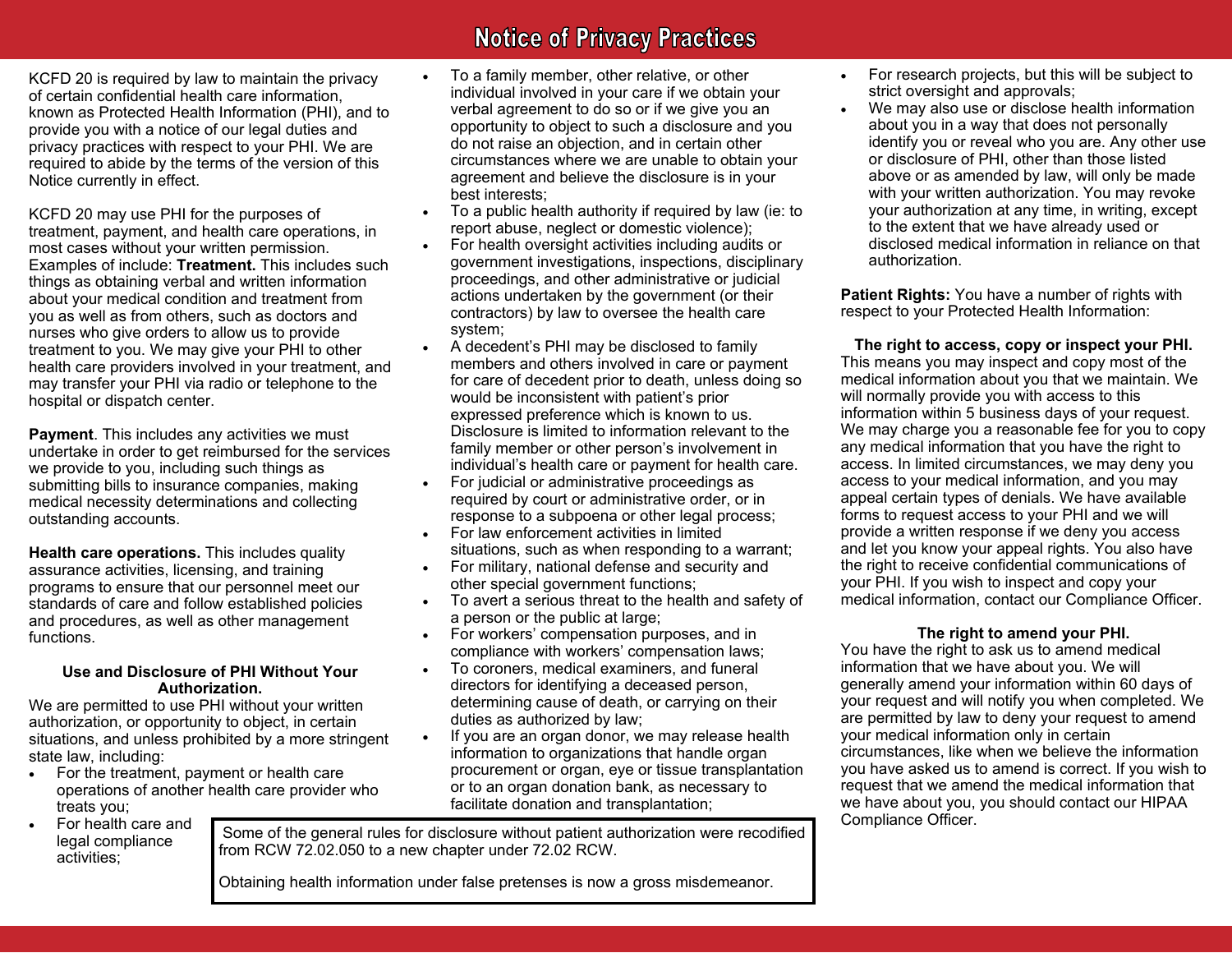# Notice of Privacy Practices

KCFD 20 is required by law to maintain the privacy of certain confidential health care information, known as Protected Health Information (PHI), and to provide you with a notice of our legal duties and privacy practices with respect to your PHI. We are required to abide by the terms of the version of this Notice currently in effect.

KCFD 20 may use PHI for the purposes of treatment, payment, and health care operations, in most cases without your written permission. Examples of include: **Treatment.** This includes such things as obtaining verbal and written information about your medical condition and treatment from you as well as from others, such as doctors and nurses who give orders to allow us to provide treatment to you. We may give your PHI to other health care providers involved in your treatment, and may transfer your PHI via radio or telephone to the hospital or dispatch center.

**Payment**. This includes any activities we must undertake in order to get reimbursed for the services we provide to you, including such things as submitting bills to insurance companies, making medical necessity determinations and collecting outstanding accounts.

**Health care operations.** This includes quality assurance activities, licensing, and training programs to ensure that our personnel meet our standards of care and follow established policies and procedures, as well as other management functions.

**Use and Disclosure of PHI Without Your Authorization.**

We are permitted to use PHI without your written authorization, or opportunity to object, in certain situations, and unless prohibited by a more stringent state law, including:

- For the treatment, payment or health care operations of another health care provider who treats you;
- For health care and legal compliance activities;
- To a family member, other relative, or other individual involved in your care if we obtain your verbal agreement to do so or if we give you an opportunity to object to such a disclosure and you do not raise an objection, and in certain other circumstances where we are unable to obtain your agreement and believe the disclosure is in your best interests;
- To a public health authority if required by law (ie: to report abuse, neglect or domestic violence);
- For health oversight activities including audits or government investigations, inspections, disciplinary proceedings, and other administrative or judicial actions undertaken by the government (or their contractors) by law to oversee the health care system;
- A decedent's PHI may be disclosed to family members and others involved in care or payment for care of decedent prior to death, unless doing so would be inconsistent with patient's prior expressed preference which is known to us. Disclosure is limited to information relevant to the family member or other person's involvement in individual's health care or payment for health care.
- For judicial or administrative proceedings as required by court or administrative order, or in response to a subpoena or other legal process;
- For law enforcement activities in limited situations, such as when responding to a warrant;
- For military, national defense and security and other special government functions;
- To avert a serious threat to the health and safety of a person or the public at large;
- For workers' compensation purposes, and in compliance with workers' compensation laws;
- To coroners, medical examiners, and funeral directors for identifying a deceased person, determining cause of death, or carrying on their duties as authorized by law;
- If you are an organ donor, we may release health information to organizations that handle organ procurement or organ, eye or tissue transplantation or to an organ donation bank, as necessary to facilitate donation and transplantation;
- For research projects, but this will be subject to strict oversight and approvals;
- We may also use or disclose health information about you in a way that does not personally identify you or reveal who you are. Any other use or disclosure of PHI, other than those listed above or as amended by law, will only be made with your written authorization. You may revoke your authorization at any time, in writing, except to the extent that we have already used or disclosed medical information in reliance on that authorization.

> Some of the general rules for disclosure without patient authorization were recodified from RCW 72.02.050 to a new chapter under 72.02 RCW.
>
> Obtaining health information under false pretenses is now a gross misdemeanor.

**Patient Rights:** You have a number of rights with respect to your Protected Health Information:

**The right to access, copy or inspect your PHI.**

This means you may inspect and copy most of the medical information about you that we maintain. We will normally provide you with access to this information within 5 business days of your request. We may charge you a reasonable fee for you to copy any medical information that you have the right to access. In limited circumstances, we may deny you access to your medical information, and you may appeal certain types of denials. We have available forms to request access to your PHI and we will provide a written response if we deny you access and let you know your appeal rights. You also have the right to receive confidential communications of your PHI. If you wish to inspect and copy your medical information, contact our Compliance Officer.

**The right to amend your PHI.**

You have the right to ask us to amend medical information that we have about you. We will generally amend your information within 60 days of your request and will notify you when completed. We are permitted by law to deny your request to amend your medical information only in certain circumstances, like when we believe the information you have asked us to amend is correct. If you wish to request that we amend the medical information that we have about you, you should contact our HIPAA Compliance Officer.